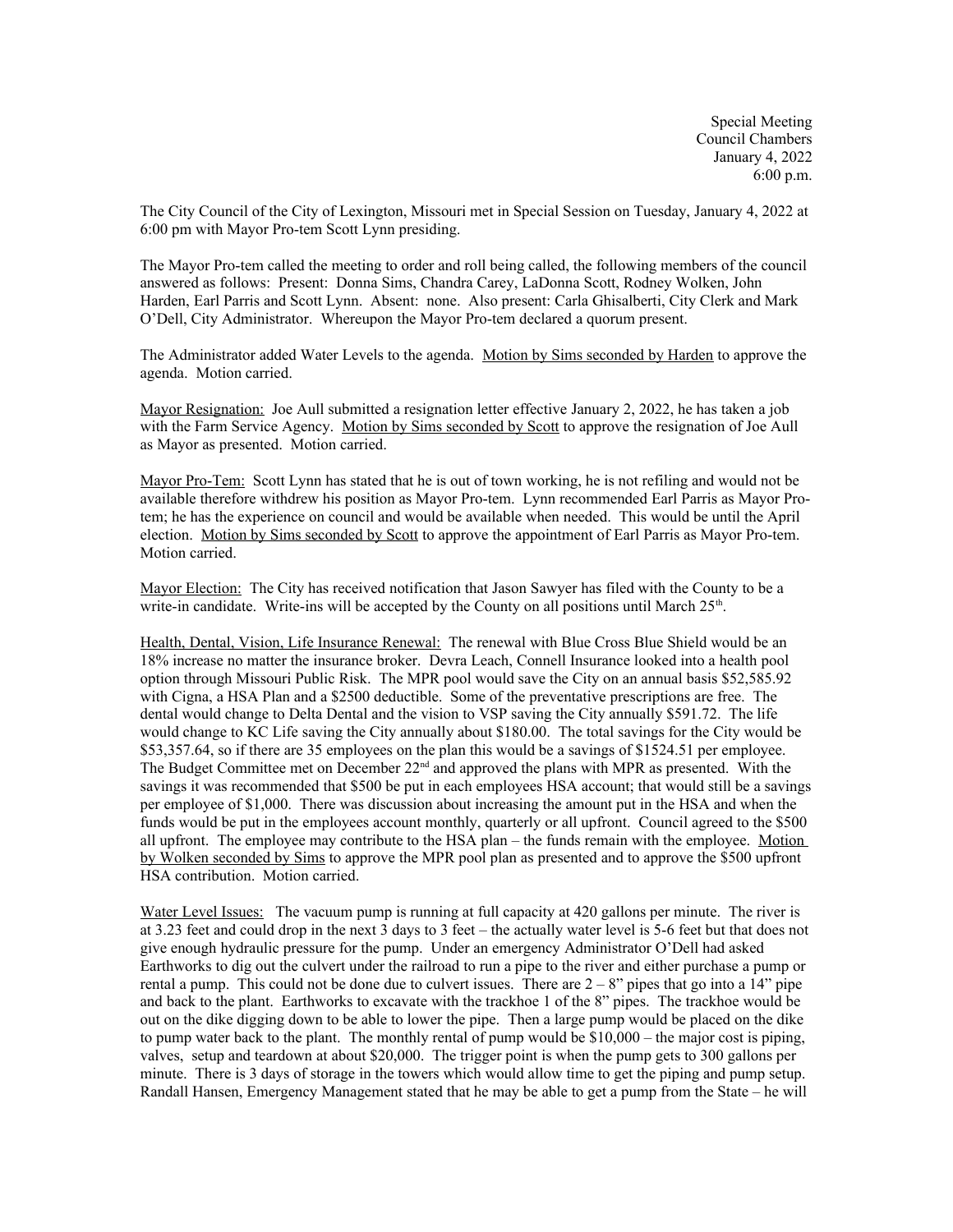Special Meeting
Council Chambers
January 4, 2022
6:00 p.m.

The City Council of the City of Lexington, Missouri met in Special Session on Tuesday, January 4, 2022 at 6:00 pm with Mayor Pro-tem Scott Lynn presiding.

The Mayor Pro-tem called the meeting to order and roll being called, the following members of the council answered as follows: Present: Donna Sims, Chandra Carey, LaDonna Scott, Rodney Wolken, John Harden, Earl Parris and Scott Lynn. Absent: none. Also present: Carla Ghisalberti, City Clerk and Mark O'Dell, City Administrator. Whereupon the Mayor Pro-tem declared a quorum present.

The Administrator added Water Levels to the agenda. Motion by Sims seconded by Harden to approve the agenda. Motion carried.

Mayor Resignation: Joe Aull submitted a resignation letter effective January 2, 2022, he has taken a job with the Farm Service Agency. Motion by Sims seconded by Scott to approve the resignation of Joe Aull as Mayor as presented. Motion carried.

Mayor Pro-Tem: Scott Lynn has stated that he is out of town working, he is not refiling and would not be available therefore withdrew his position as Mayor Pro-tem. Lynn recommended Earl Parris as Mayor Pro-tem; he has the experience on council and would be available when needed. This would be until the April election. Motion by Sims seconded by Scott to approve the appointment of Earl Parris as Mayor Pro-tem. Motion carried.

Mayor Election: The City has received notification that Jason Sawyer has filed with the County to be a write-in candidate. Write-ins will be accepted by the County on all positions until March 25th.

Health, Dental, Vision, Life Insurance Renewal: The renewal with Blue Cross Blue Shield would be an 18% increase no matter the insurance broker. Devra Leach, Connell Insurance looked into a health pool option through Missouri Public Risk. The MPR pool would save the City on an annual basis $52,585.92 with Cigna, a HSA Plan and a $2500 deductible. Some of the preventative prescriptions are free. The dental would change to Delta Dental and the vision to VSP saving the City annually $591.72. The life would change to KC Life saving the City annually about $180.00. The total savings for the City would be $53,357.64, so if there are 35 employees on the plan this would be a savings of $1524.51 per employee. The Budget Committee met on December 22nd and approved the plans with MPR as presented. With the savings it was recommended that $500 be put in each employees HSA account; that would still be a savings per employee of $1,000. There was discussion about increasing the amount put in the HSA and when the funds would be put in the employees account monthly, quarterly or all upfront. Council agreed to the $500 all upfront. The employee may contribute to the HSA plan – the funds remain with the employee. Motion by Wolken seconded by Sims to approve the MPR pool plan as presented and to approve the $500 upfront HSA contribution. Motion carried.

Water Level Issues: The vacuum pump is running at full capacity at 420 gallons per minute. The river is at 3.23 feet and could drop in the next 3 days to 3 feet – the actually water level is 5-6 feet but that does not give enough hydraulic pressure for the pump. Under an emergency Administrator O'Dell had asked Earthworks to dig out the culvert under the railroad to run a pipe to the river and either purchase a pump or rental a pump. This could not be done due to culvert issues. There are 2 – 8" pipes that go into a 14" pipe and back to the plant. Earthworks to excavate with the trackhoe 1 of the 8" pipes. The trackhoe would be out on the dike digging down to be able to lower the pipe. Then a large pump would be placed on the dike to pump water back to the plant. The monthly rental of pump would be $10,000 – the major cost is piping, valves, setup and teardown at about $20,000. The trigger point is when the pump gets to 300 gallons per minute. There is 3 days of storage in the towers which would allow time to get the piping and pump setup. Randall Hansen, Emergency Management stated that he may be able to get a pump from the State – he will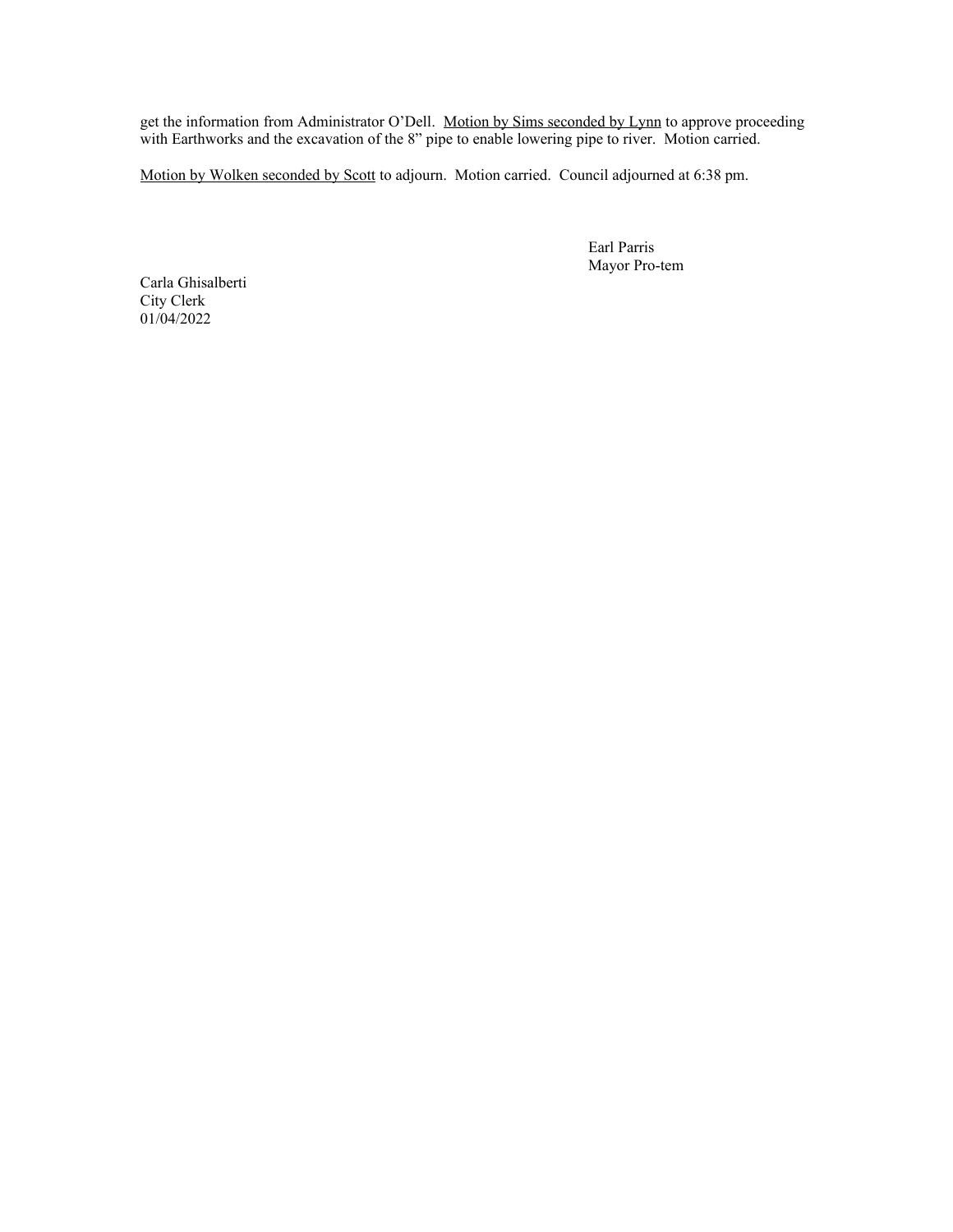get the information from Administrator O'Dell. Motion by Sims seconded by Lynn to approve proceeding with Earthworks and the excavation of the 8" pipe to enable lowering pipe to river. Motion carried.

Motion by Wolken seconded by Scott to adjourn. Motion carried. Council adjourned at 6:38 pm.

Earl Parris
Mayor Pro-tem

Carla Ghisalberti
City Clerk
01/04/2022